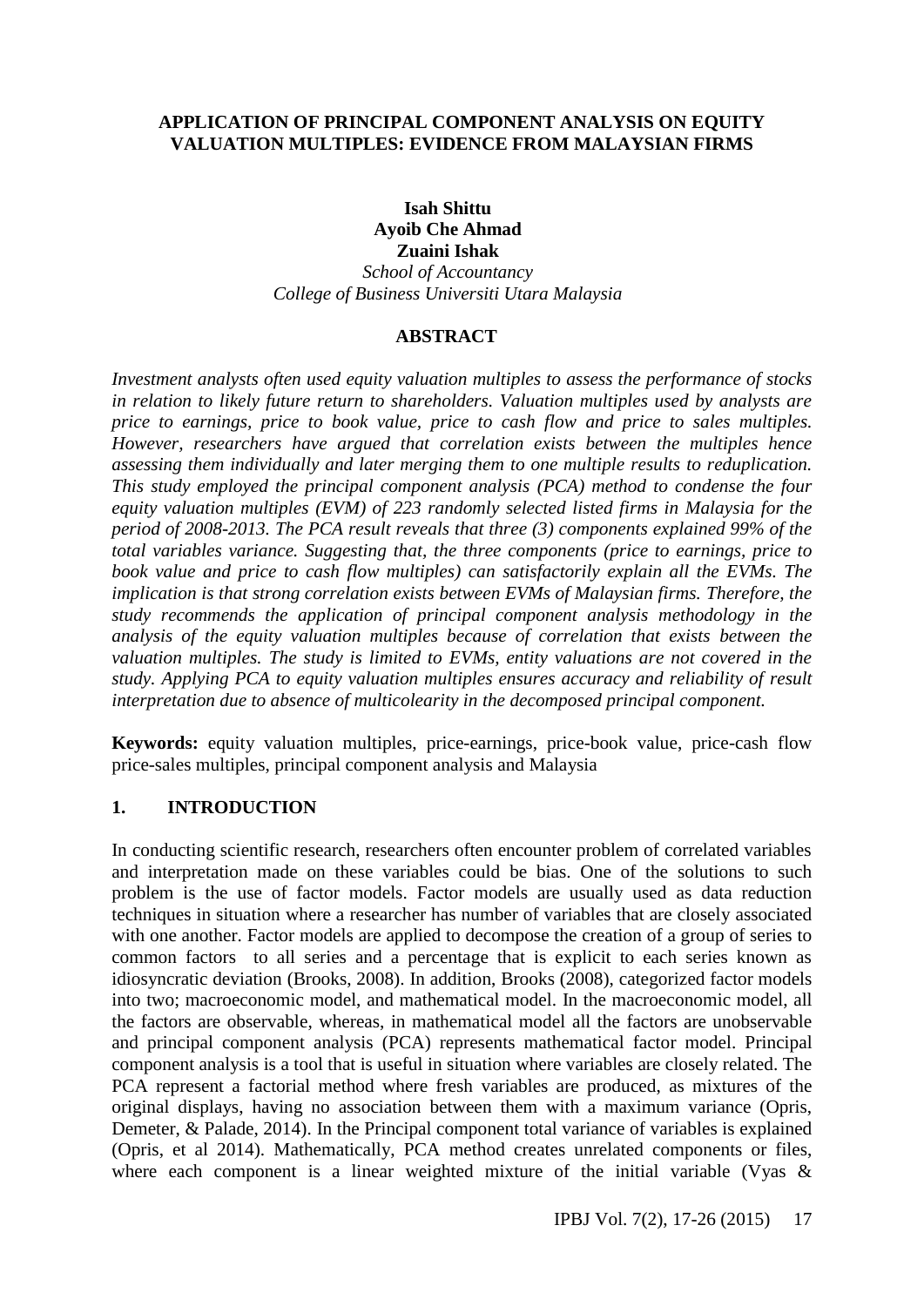# APPLICATION OF PRINCIPAL COMPONENT ANALYSIS ON EQUITY VALUATION MULTIPLES: EVIDENCE FROM MALAYSIAN FIRMS

**Isah Shittu**
**Ayoib Che Ahmad**
**Zuaini Ishak**
*School of Accountancy*
*College of Business Universiti Utara Malaysia*

## ABSTRACT

*Investment analysts often used equity valuation multiples to assess the performance of stocks in relation to likely future return to shareholders. Valuation multiples used by analysts are price to earnings, price to book value, price to cash flow and price to sales multiples. However, researchers have argued that correlation exists between the multiples hence assessing them individually and later merging them to one multiple results to reduplication. This study employed the principal component analysis (PCA) method to condense the four equity valuation multiples (EVM) of 223 randomly selected listed firms in Malaysia for the period of 2008-2013. The PCA result reveals that three (3) components explained 99% of the total variables variance. Suggesting that, the three components (price to earnings, price to book value and price to cash flow multiples) can satisfactorily explain all the EVMs. The implication is that strong correlation exists between EVMs of Malaysian firms. Therefore, the study recommends the application of principal component analysis methodology in the analysis of the equity valuation multiples because of correlation that exists between the valuation multiples. The study is limited to EVMs, entity valuations are not covered in the study. Applying PCA to equity valuation multiples ensures accuracy and reliability of result interpretation due to absence of multicolearity in the decomposed principal component.*

**Keywords:** equity valuation multiples, price-earnings, price-book value, price-cash flow price-sales multiples, principal component analysis and Malaysia

## 1. INTRODUCTION

In conducting scientific research, researchers often encounter problem of correlated variables and interpretation made on these variables could be bias. One of the solutions to such problem is the use of factor models. Factor models are usually used as data reduction techniques in situation where a researcher has number of variables that are closely associated with one another. Factor models are applied to decompose the creation of a group of series to common factors to all series and a percentage that is explicit to each series known as idiosyncratic deviation (Brooks, 2008). In addition, Brooks (2008), categorized factor models into two; macroeconomic model, and mathematical model. In the macroeconomic model, all the factors are observable, whereas, in mathematical model all the factors are unobservable and principal component analysis (PCA) represents mathematical factor model. Principal component analysis is a tool that is useful in situation where variables are closely related. The PCA represent a factorial method where fresh variables are produced, as mixtures of the original displays, having no association between them with a maximum variance (Opris, Demeter, & Palade, 2014). In the Principal component total variance of variables is explained (Opris, et al 2014). Mathematically, PCA method creates unrelated components or files, where each component is a linear weighted mixture of the initial variable (Vyas &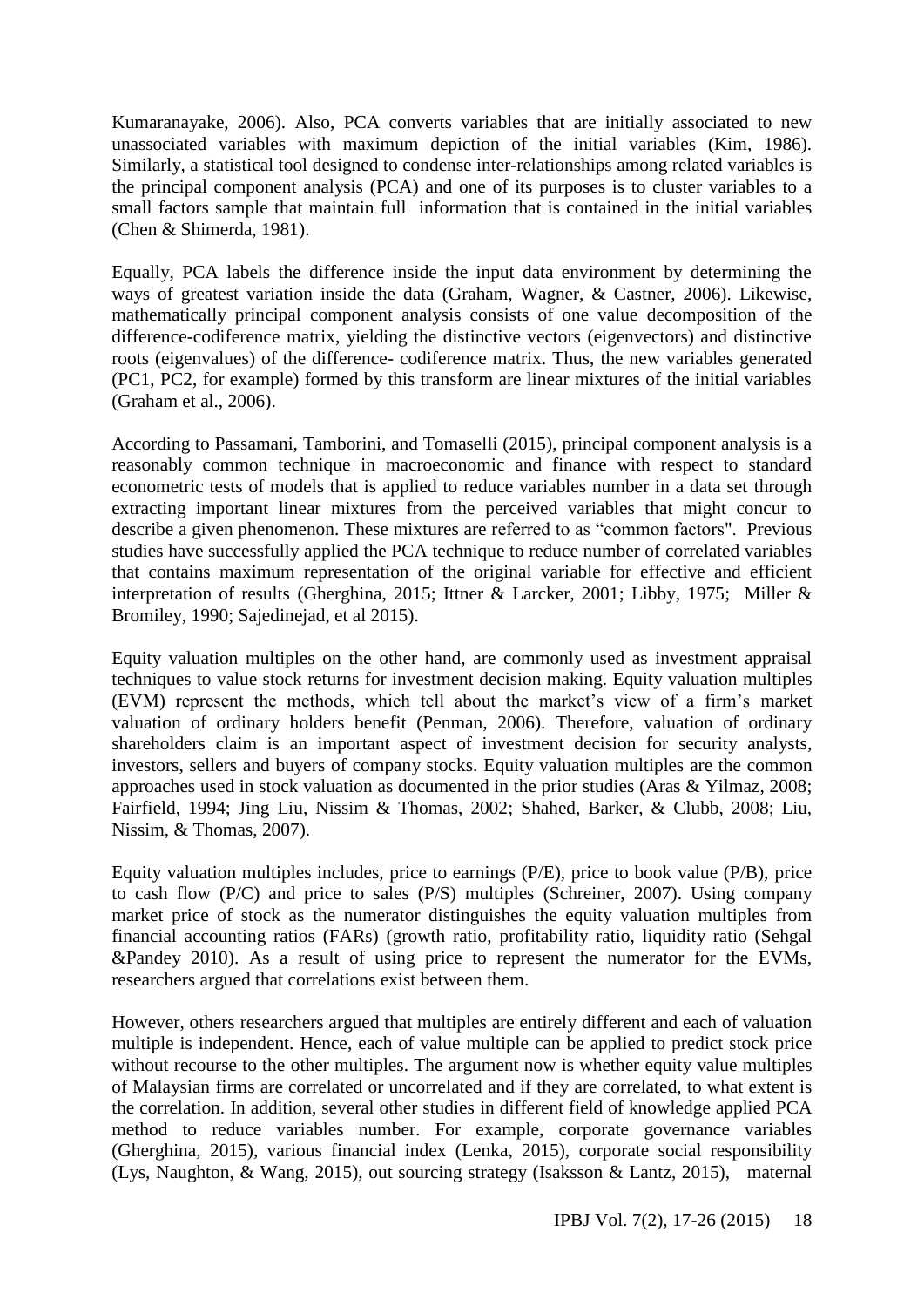Kumaranayake, 2006). Also, PCA converts variables that are initially associated to new unassociated variables with maximum depiction of the initial variables (Kim, 1986). Similarly, a statistical tool designed to condense inter-relationships among related variables is the principal component analysis (PCA) and one of its purposes is to cluster variables to a small factors sample that maintain full information that is contained in the initial variables (Chen & Shimerda, 1981).

Equally, PCA labels the difference inside the input data environment by determining the ways of greatest variation inside the data (Graham, Wagner, & Castner, 2006). Likewise, mathematically principal component analysis consists of one value decomposition of the difference-codiference matrix, yielding the distinctive vectors (eigenvectors) and distinctive roots (eigenvalues) of the difference- codiference matrix. Thus, the new variables generated (PC1, PC2, for example) formed by this transform are linear mixtures of the initial variables (Graham et al., 2006).

According to Passamani, Tamborini, and Tomaselli (2015), principal component analysis is a reasonably common technique in macroeconomic and finance with respect to standard econometric tests of models that is applied to reduce variables number in a data set through extracting important linear mixtures from the perceived variables that might concur to describe a given phenomenon. These mixtures are referred to as "common factors". Previous studies have successfully applied the PCA technique to reduce number of correlated variables that contains maximum representation of the original variable for effective and efficient interpretation of results (Gherghina, 2015; Ittner & Larcker, 2001; Libby, 1975; Miller & Bromiley, 1990; Sajedinejad, et al 2015).

Equity valuation multiples on the other hand, are commonly used as investment appraisal techniques to value stock returns for investment decision making. Equity valuation multiples (EVM) represent the methods, which tell about the market's view of a firm's market valuation of ordinary holders benefit (Penman, 2006). Therefore, valuation of ordinary shareholders claim is an important aspect of investment decision for security analysts, investors, sellers and buyers of company stocks. Equity valuation multiples are the common approaches used in stock valuation as documented in the prior studies (Aras & Yilmaz, 2008; Fairfield, 1994; Jing Liu, Nissim & Thomas, 2002; Shahed, Barker, & Clubb, 2008; Liu, Nissim, & Thomas, 2007).

Equity valuation multiples includes, price to earnings (P/E), price to book value (P/B), price to cash flow (P/C) and price to sales (P/S) multiples (Schreiner, 2007). Using company market price of stock as the numerator distinguishes the equity valuation multiples from financial accounting ratios (FARs) (growth ratio, profitability ratio, liquidity ratio (Sehgal &Pandey 2010). As a result of using price to represent the numerator for the EVMs, researchers argued that correlations exist between them.

However, others researchers argued that multiples are entirely different and each of valuation multiple is independent. Hence, each of value multiple can be applied to predict stock price without recourse to the other multiples. The argument now is whether equity value multiples of Malaysian firms are correlated or uncorrelated and if they are correlated, to what extent is the correlation. In addition, several other studies in different field of knowledge applied PCA method to reduce variables number. For example, corporate governance variables (Gherghina, 2015), various financial index (Lenka, 2015), corporate social responsibility (Lys, Naughton, & Wang, 2015), out sourcing strategy (Isaksson & Lantz, 2015), maternal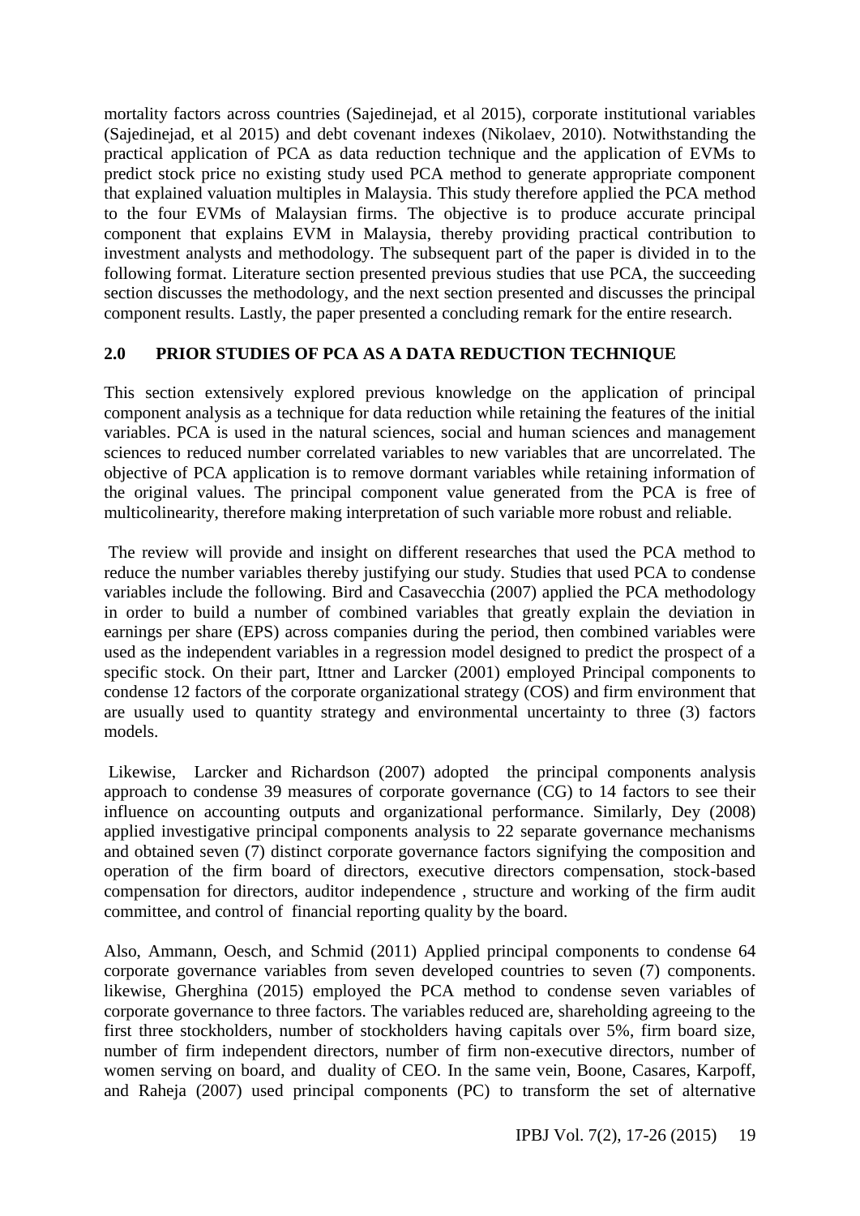mortality factors across countries (Sajedinejad, et al 2015), corporate institutional variables (Sajedinejad, et al 2015) and debt covenant indexes (Nikolaev, 2010). Notwithstanding the practical application of PCA as data reduction technique and the application of EVMs to predict stock price no existing study used PCA method to generate appropriate component that explained valuation multiples in Malaysia. This study therefore applied the PCA method to the four EVMs of Malaysian firms. The objective is to produce accurate principal component that explains EVM in Malaysia, thereby providing practical contribution to investment analysts and methodology. The subsequent part of the paper is divided in to the following format. Literature section presented previous studies that use PCA, the succeeding section discusses the methodology, and the next section presented and discusses the principal component results. Lastly, the paper presented a concluding remark for the entire research.

## 2.0 PRIOR STUDIES OF PCA AS A DATA REDUCTION TECHNIQUE

This section extensively explored previous knowledge on the application of principal component analysis as a technique for data reduction while retaining the features of the initial variables. PCA is used in the natural sciences, social and human sciences and management sciences to reduced number correlated variables to new variables that are uncorrelated. The objective of PCA application is to remove dormant variables while retaining information of the original values. The principal component value generated from the PCA is free of multicolinearity, therefore making interpretation of such variable more robust and reliable.

The review will provide and insight on different researches that used the PCA method to reduce the number variables thereby justifying our study. Studies that used PCA to condense variables include the following. Bird and Casavecchia (2007) applied the PCA methodology in order to build a number of combined variables that greatly explain the deviation in earnings per share (EPS) across companies during the period, then combined variables were used as the independent variables in a regression model designed to predict the prospect of a specific stock. On their part, Ittner and Larcker (2001) employed Principal components to condense 12 factors of the corporate organizational strategy (COS) and firm environment that are usually used to quantity strategy and environmental uncertainty to three (3) factors models.

Likewise, Larcker and Richardson (2007) adopted the principal components analysis approach to condense 39 measures of corporate governance (CG) to 14 factors to see their influence on accounting outputs and organizational performance. Similarly, Dey (2008) applied investigative principal components analysis to 22 separate governance mechanisms and obtained seven (7) distinct corporate governance factors signifying the composition and operation of the firm board of directors, executive directors compensation, stock-based compensation for directors, auditor independence , structure and working of the firm audit committee, and control of financial reporting quality by the board.

Also, Ammann, Oesch, and Schmid (2011) Applied principal components to condense 64 corporate governance variables from seven developed countries to seven (7) components. likewise, Gherghina (2015) employed the PCA method to condense seven variables of corporate governance to three factors. The variables reduced are, shareholding agreeing to the first three stockholders, number of stockholders having capitals over 5%, firm board size, number of firm independent directors, number of firm non-executive directors, number of women serving on board, and duality of CEO. In the same vein, Boone, Casares, Karpoff, and Raheja (2007) used principal components (PC) to transform the set of alternative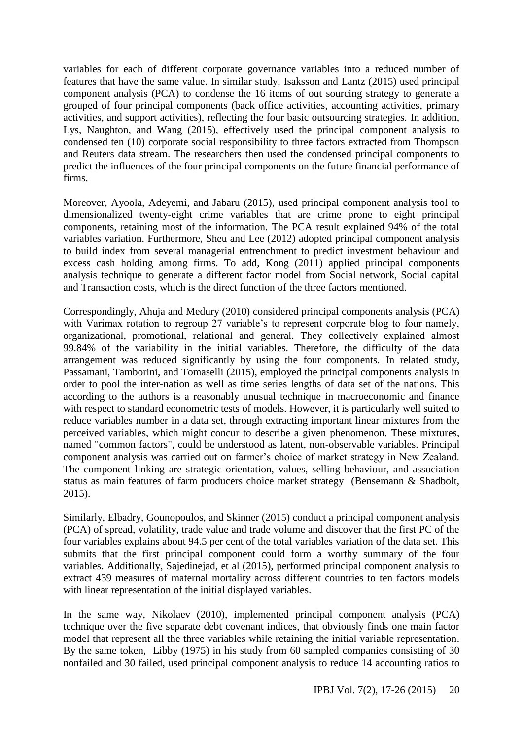variables for each of different corporate governance variables into a reduced number of features that have the same value. In similar study, Isaksson and Lantz (2015) used principal component analysis (PCA) to condense the 16 items of out sourcing strategy to generate a grouped of four principal components (back office activities, accounting activities, primary activities, and support activities), reflecting the four basic outsourcing strategies. In addition, Lys, Naughton, and Wang (2015), effectively used the principal component analysis to condensed ten (10) corporate social responsibility to three factors extracted from Thompson and Reuters data stream. The researchers then used the condensed principal components to predict the influences of the four principal components on the future financial performance of firms.

Moreover, Ayoola, Adeyemi, and Jabaru (2015), used principal component analysis tool to dimensionalized twenty-eight crime variables that are crime prone to eight principal components, retaining most of the information. The PCA result explained 94% of the total variables variation. Furthermore, Sheu and Lee (2012) adopted principal component analysis to build index from several managerial entrenchment to predict investment behaviour and excess cash holding among firms. To add, Kong (2011) applied principal components analysis technique to generate a different factor model from Social network, Social capital and Transaction costs, which is the direct function of the three factors mentioned.

Correspondingly, Ahuja and Medury (2010) considered principal components analysis (PCA) with Varimax rotation to regroup 27 variable's to represent corporate blog to four namely, organizational, promotional, relational and general. They collectively explained almost 99.84% of the variability in the initial variables. Therefore, the difficulty of the data arrangement was reduced significantly by using the four components. In related study, Passamani, Tamborini, and Tomaselli (2015), employed the principal components analysis in order to pool the inter-nation as well as time series lengths of data set of the nations. This according to the authors is a reasonably unusual technique in macroeconomic and finance with respect to standard econometric tests of models. However, it is particularly well suited to reduce variables number in a data set, through extracting important linear mixtures from the perceived variables, which might concur to describe a given phenomenon. These mixtures, named "common factors", could be understood as latent, non-observable variables. Principal component analysis was carried out on farmer's choice of market strategy in New Zealand. The component linking are strategic orientation, values, selling behaviour, and association status as main features of farm producers choice market strategy (Bensemann & Shadbolt, 2015).

Similarly, Elbadry, Gounopoulos, and Skinner (2015) conduct a principal component analysis (PCA) of spread, volatility, trade value and trade volume and discover that the first PC of the four variables explains about 94.5 per cent of the total variables variation of the data set. This submits that the first principal component could form a worthy summary of the four variables. Additionally, Sajedinejad, et al (2015), performed principal component analysis to extract 439 measures of maternal mortality across different countries to ten factors models with linear representation of the initial displayed variables.

In the same way, Nikolaev (2010), implemented principal component analysis (PCA) technique over the five separate debt covenant indices, that obviously finds one main factor model that represent all the three variables while retaining the initial variable representation. By the same token, Libby (1975) in his study from 60 sampled companies consisting of 30 nonfailed and 30 failed, used principal component analysis to reduce 14 accounting ratios to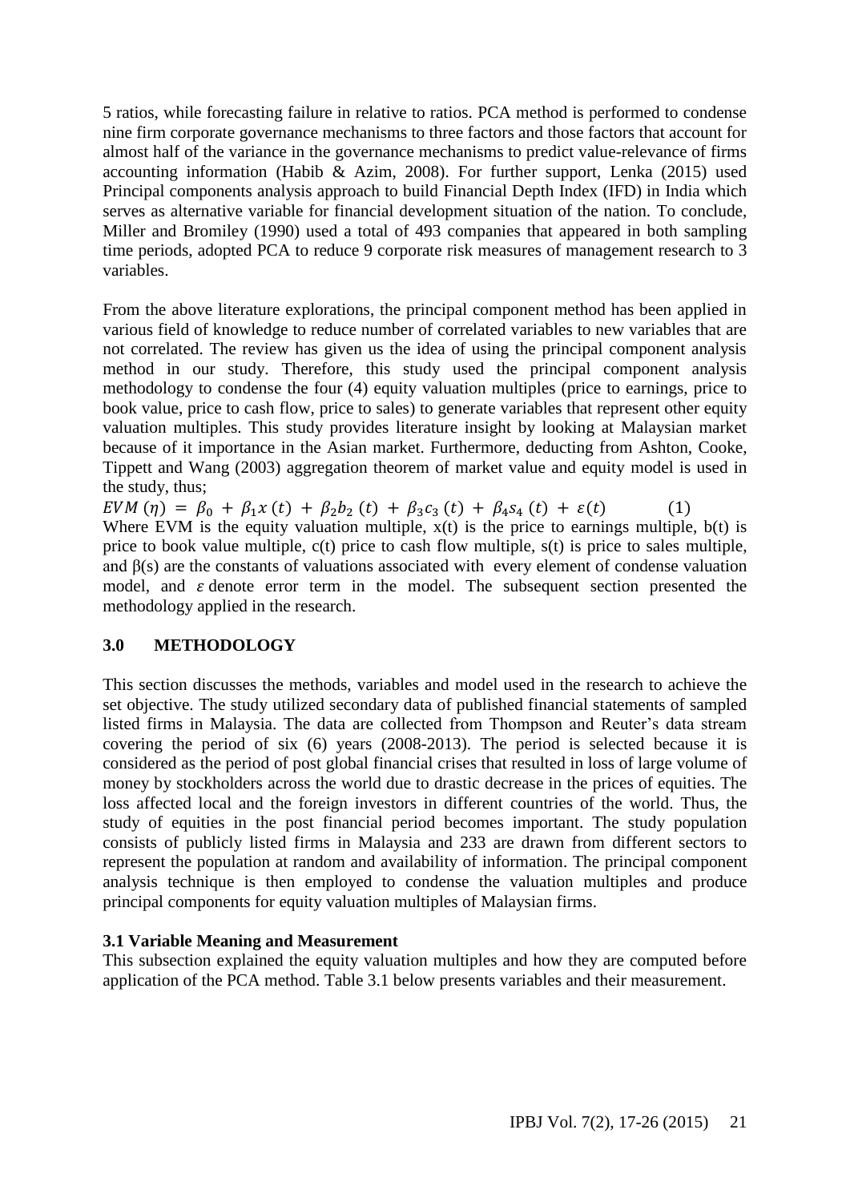5 ratios, while forecasting failure in relative to ratios. PCA method is performed to condense nine firm corporate governance mechanisms to three factors and those factors that account for almost half of the variance in the governance mechanisms to predict value-relevance of firms accounting information (Habib & Azim, 2008). For further support, Lenka (2015) used Principal components analysis approach to build Financial Depth Index (IFD) in India which serves as alternative variable for financial development situation of the nation. To conclude, Miller and Bromiley (1990) used a total of 493 companies that appeared in both sampling time periods, adopted PCA to reduce 9 corporate risk measures of management research to 3 variables.

From the above literature explorations, the principal component method has been applied in various field of knowledge to reduce number of correlated variables to new variables that are not correlated. The review has given us the idea of using the principal component analysis method in our study. Therefore, this study used the principal component analysis methodology to condense the four (4) equity valuation multiples (price to earnings, price to book value, price to cash flow, price to sales) to generate variables that represent other equity valuation multiples. This study provides literature insight by looking at Malaysian market because of it importance in the Asian market. Furthermore, deducting from Ashton, Cooke, Tippett and Wang (2003) aggregation theorem of market value and equity model is used in the study, thus;

$$EVM\,(\eta) = \beta_0 + \beta_1 x\,(t) + \beta_2 b_2\,(t) + \beta_3 c_3\,(t) + \beta_4 s_4\,(t) + \varepsilon(t) \qquad (1)$$

Where EVM is the equity valuation multiple, x(t) is the price to earnings multiple, b(t) is price to book value multiple, c(t) price to cash flow multiple, s(t) is price to sales multiple, and β(s) are the constants of valuations associated with every element of condense valuation model, and $\varepsilon$ denote error term in the model. The subsequent section presented the methodology applied in the research.

## 3.0 METHODOLOGY

This section discusses the methods, variables and model used in the research to achieve the set objective. The study utilized secondary data of published financial statements of sampled listed firms in Malaysia. The data are collected from Thompson and Reuter's data stream covering the period of six (6) years (2008-2013). The period is selected because it is considered as the period of post global financial crises that resulted in loss of large volume of money by stockholders across the world due to drastic decrease in the prices of equities. The loss affected local and the foreign investors in different countries of the world. Thus, the study of equities in the post financial period becomes important. The study population consists of publicly listed firms in Malaysia and 233 are drawn from different sectors to represent the population at random and availability of information. The principal component analysis technique is then employed to condense the valuation multiples and produce principal components for equity valuation multiples of Malaysian firms.

### 3.1 Variable Meaning and Measurement

This subsection explained the equity valuation multiples and how they are computed before application of the PCA method. Table 3.1 below presents variables and their measurement.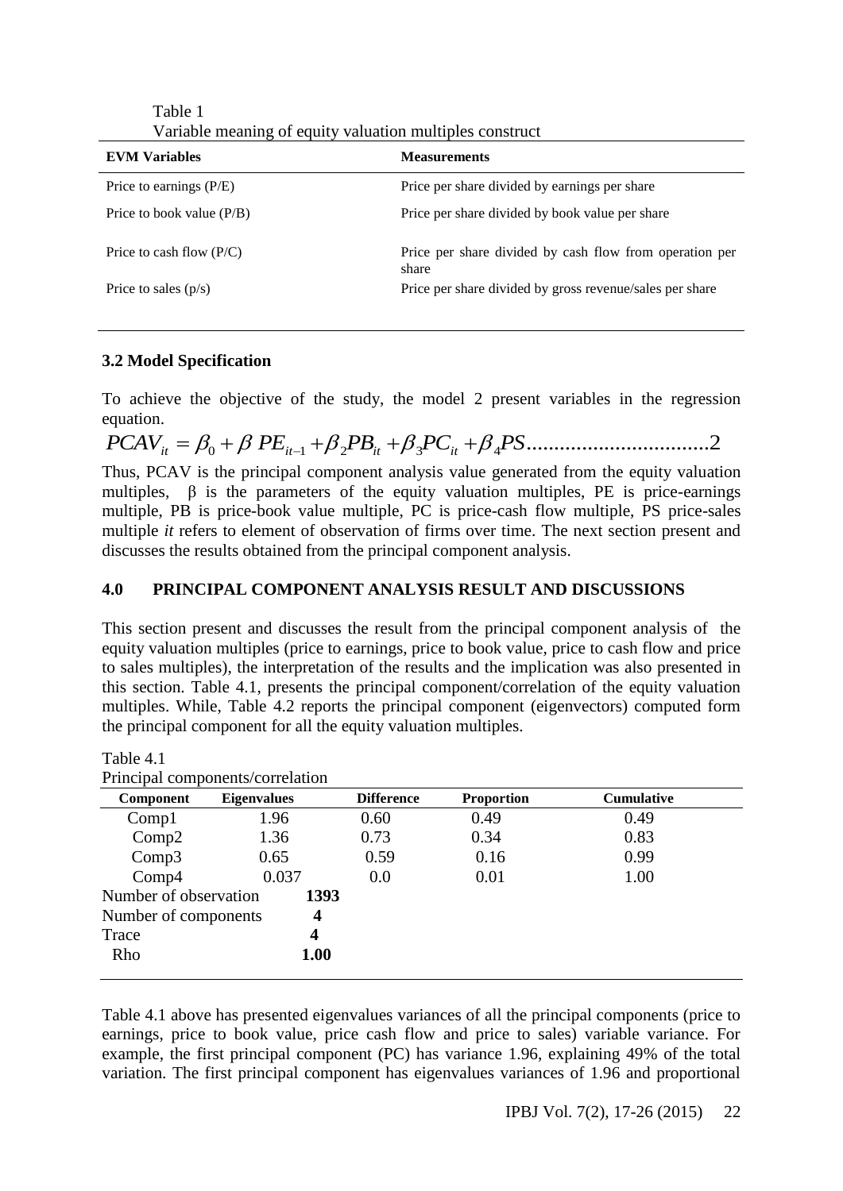Table 1
Variable meaning of equity valuation multiples construct

| EVM Variables | Measurements |
|---|---|
| Price to earnings (P/E) | Price per share divided by earnings per share |
| Price to book value (P/B) | Price per share divided by book value per share |
| Price to cash flow (P/C) | Price per share divided by cash flow from operation per share |
| Price to sales (p/s) | Price per share divided by gross revenue/sales per share |

### 3.2 Model Specification

To achieve the objective of the study, the model 2 present variables in the regression equation.

$$PCAV_{it} = \beta_0 + \beta\, PE_{it-1} + \beta_2 PB_{it} + \beta_3 PC_{it} + \beta_4 PS ..................................2$$

Thus, PCAV is the principal component analysis value generated from the equity valuation multiples, β is the parameters of the equity valuation multiples, PE is price-earnings multiple, PB is price-book value multiple, PC is price-cash flow multiple, PS price-sales multiple *it* refers to element of observation of firms over time. The next section present and discusses the results obtained from the principal component analysis.

## 4.0 PRINCIPAL COMPONENT ANALYSIS RESULT AND DISCUSSIONS

This section present and discusses the result from the principal component analysis of the equity valuation multiples (price to earnings, price to book value, price to cash flow and price to sales multiples), the interpretation of the results and the implication was also presented in this section. Table 4.1, presents the principal component/correlation of the equity valuation multiples. While, Table 4.2 reports the principal component (eigenvectors) computed form the principal component for all the equity valuation multiples.

Table 4.1
Principal components/correlation

| Component | Eigenvalues | Difference | Proportion | Cumulative |
|---|---|---|---|---|
| Comp1 | 1.96 | 0.60 | 0.49 | 0.49 |
| Comp2 | 1.36 | 0.73 | 0.34 | 0.83 |
| Comp3 | 0.65 | 0.59 | 0.16 | 0.99 |
| Comp4 | 0.037 | 0.0 | 0.01 | 1.00 |
| Number of observation | **1393** | | | |
| Number of components | **4** | | | |
| Trace | **4** | | | |
| Rho | **1.00** | | | |

Table 4.1 above has presented eigenvalues variances of all the principal components (price to earnings, price to book value, price cash flow and price to sales) variable variance. For example, the first principal component (PC) has variance 1.96, explaining 49% of the total variation. The first principal component has eigenvalues variances of 1.96 and proportional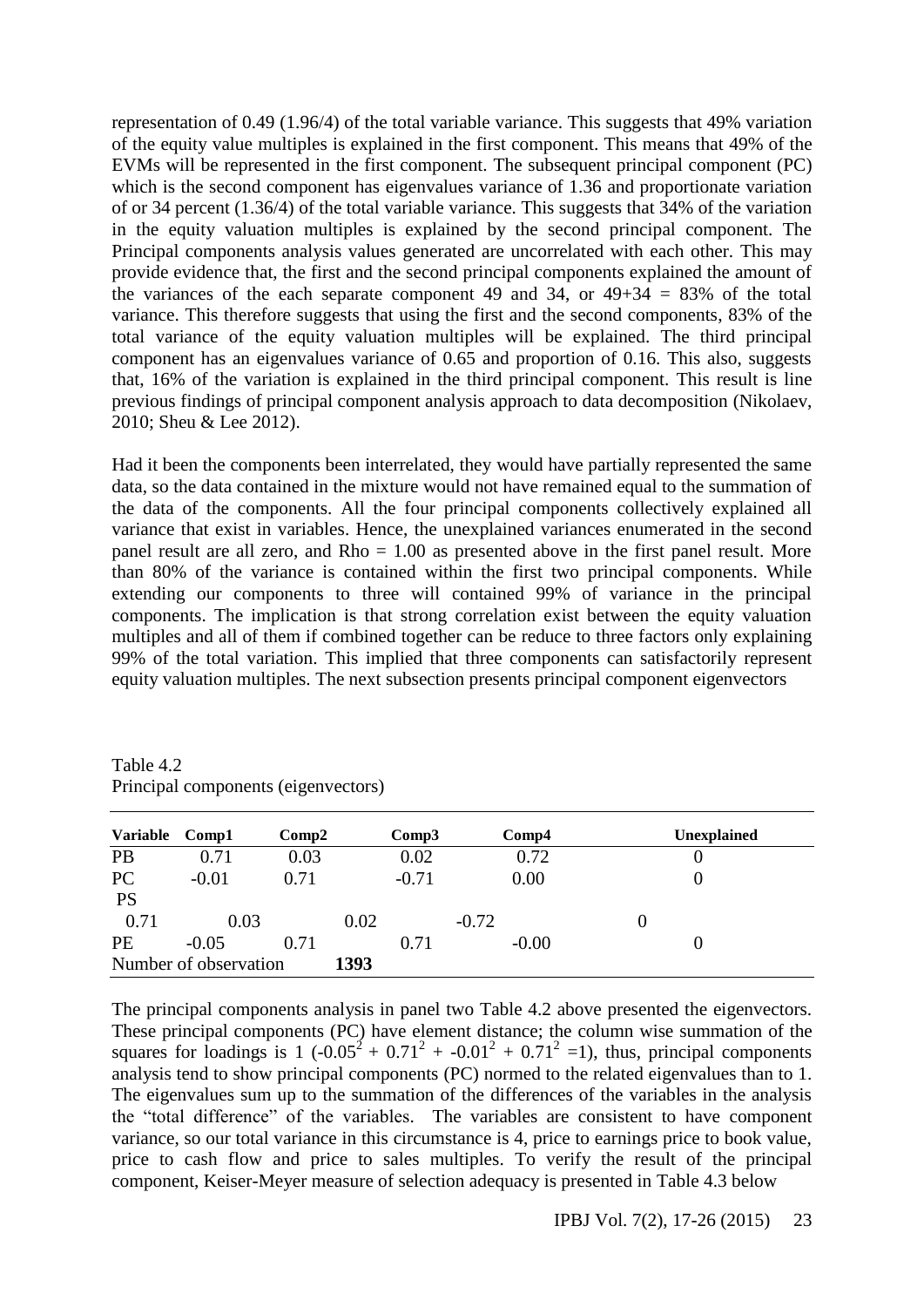representation of 0.49 (1.96/4) of the total variable variance. This suggests that 49% variation of the equity value multiples is explained in the first component. This means that 49% of the EVMs will be represented in the first component. The subsequent principal component (PC) which is the second component has eigenvalues variance of 1.36 and proportionate variation of or 34 percent (1.36/4) of the total variable variance. This suggests that 34% of the variation in the equity valuation multiples is explained by the second principal component. The Principal components analysis values generated are uncorrelated with each other. This may provide evidence that, the first and the second principal components explained the amount of the variances of the each separate component 49 and 34, or 49+34 = 83% of the total variance. This therefore suggests that using the first and the second components, 83% of the total variance of the equity valuation multiples will be explained. The third principal component has an eigenvalues variance of 0.65 and proportion of 0.16. This also, suggests that, 16% of the variation is explained in the third principal component. This result is line previous findings of principal component analysis approach to data decomposition (Nikolaev, 2010; Sheu & Lee 2012).

Had it been the components been interrelated, they would have partially represented the same data, so the data contained in the mixture would not have remained equal to the summation of the data of the components. All the four principal components collectively explained all variance that exist in variables. Hence, the unexplained variances enumerated in the second panel result are all zero, and Rho = 1.00 as presented above in the first panel result. More than 80% of the variance is contained within the first two principal components. While extending our components to three will contained 99% of variance in the principal components. The implication is that strong correlation exist between the equity valuation multiples and all of them if combined together can be reduce to three factors only explaining 99% of the total variation. This implied that three components can satisfactorily represent equity valuation multiples. The next subsection presents principal component eigenvectors

Table 4.2
Principal components (eigenvectors)

| Variable | Comp1 | Comp2 | Comp3 | Comp4 | Unexplained |
|---|---|---|---|---|---|
| PB | 0.71 | 0.03 | 0.02 | 0.72 | 0 |
| PC | -0.01 | 0.71 | -0.71 | 0.00 | 0 |
| PS | 0.71 | 0.03 | 0.02 | -0.72 | 0 |
| PE | -0.05 | 0.71 | 0.71 | -0.00 | 0 |
| Number of observation | | **1393** | | | |

The principal components analysis in panel two Table 4.2 above presented the eigenvectors. These principal components (PC) have element distance; the column wise summation of the squares for loadings is 1 ($-0.05^2 + 0.71^2 + -0.01^2 + 0.71^2 = 1$), thus, principal components analysis tend to show principal components (PC) normed to the related eigenvalues than to 1. The eigenvalues sum up to the summation of the differences of the variables in the analysis the "total difference" of the variables. The variables are consistent to have component variance, so our total variance in this circumstance is 4, price to earnings price to book value, price to cash flow and price to sales multiples. To verify the result of the principal component, Keiser-Meyer measure of selection adequacy is presented in Table 4.3 below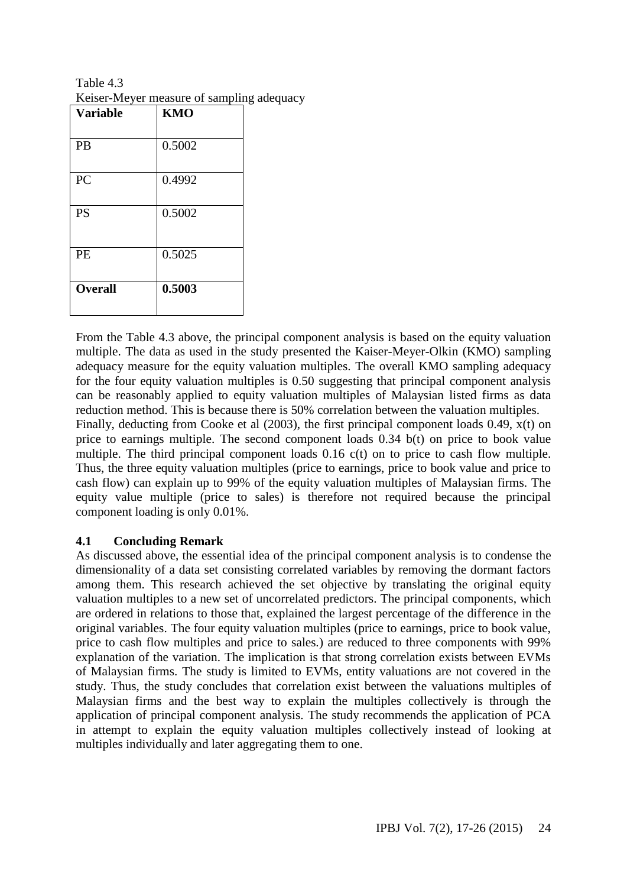Table 4.3
Keiser-Meyer measure of sampling adequacy

| **Variable** | **KMO** |
|---|---|
| PB | 0.5002 |
| PC | 0.4992 |
| PS | 0.5002 |
| PE | 0.5025 |
| **Overall** | **0.5003** |

From the Table 4.3 above, the principal component analysis is based on the equity valuation multiple. The data as used in the study presented the Kaiser-Meyer-Olkin (KMO) sampling adequacy measure for the equity valuation multiples. The overall KMO sampling adequacy for the four equity valuation multiples is 0.50 suggesting that principal component analysis can be reasonably applied to equity valuation multiples of Malaysian listed firms as data reduction method. This is because there is 50% correlation between the valuation multiples.
Finally, deducting from Cooke et al (2003), the first principal component loads 0.49, x(t) on price to earnings multiple. The second component loads 0.34 b(t) on price to book value multiple. The third principal component loads 0.16 c(t) on to price to cash flow multiple. Thus, the three equity valuation multiples (price to earnings, price to book value and price to cash flow) can explain up to 99% of the equity valuation multiples of Malaysian firms. The equity value multiple (price to sales) is therefore not required because the principal component loading is only 0.01%.

## 4.1 Concluding Remark

As discussed above, the essential idea of the principal component analysis is to condense the dimensionality of a data set consisting correlated variables by removing the dormant factors among them. This research achieved the set objective by translating the original equity valuation multiples to a new set of uncorrelated predictors. The principal components, which are ordered in relations to those that, explained the largest percentage of the difference in the original variables. The four equity valuation multiples (price to earnings, price to book value, price to cash flow multiples and price to sales.) are reduced to three components with 99% explanation of the variation. The implication is that strong correlation exists between EVMs of Malaysian firms. The study is limited to EVMs, entity valuations are not covered in the study. Thus, the study concludes that correlation exist between the valuations multiples of Malaysian firms and the best way to explain the multiples collectively is through the application of principal component analysis. The study recommends the application of PCA in attempt to explain the equity valuation multiples collectively instead of looking at multiples individually and later aggregating them to one.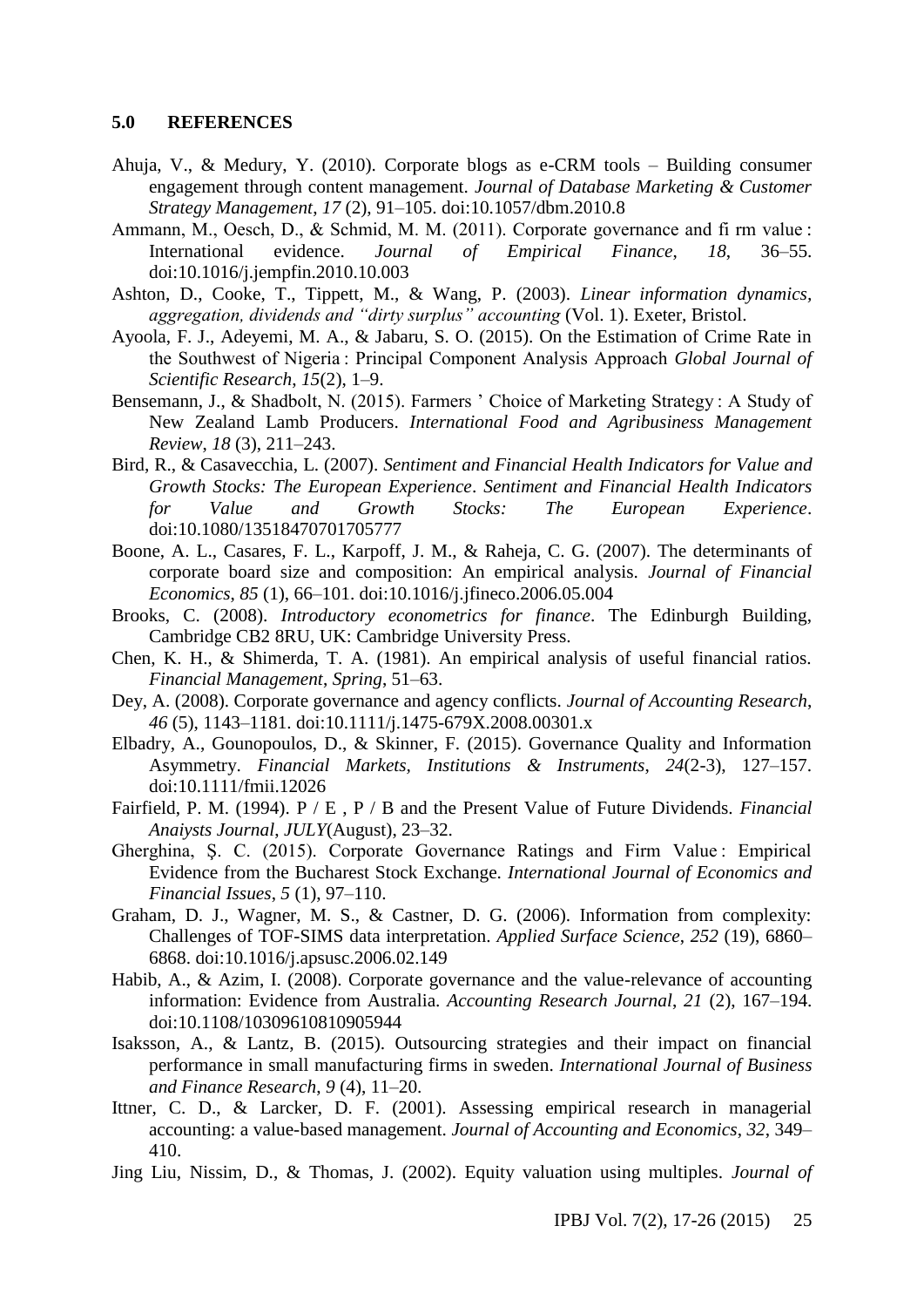## 5.0 REFERENCES

Ahuja, V., & Medury, Y. (2010). Corporate blogs as e-CRM tools – Building consumer engagement through content management. *Journal of Database Marketing & Customer Strategy Management*, *17* (2), 91–105. doi:10.1057/dbm.2010.8

Ammann, M., Oesch, D., & Schmid, M. M. (2011). Corporate governance and fi rm value : International evidence. *Journal of Empirical Finance*, *18*, 36–55. doi:10.1016/j.jempfin.2010.10.003

Ashton, D., Cooke, T., Tippett, M., & Wang, P. (2003). *Linear information dynamics, aggregation, dividends and "dirty surplus" accounting* (Vol. 1). Exeter, Bristol.

Ayoola, F. J., Adeyemi, M. A., & Jabaru, S. O. (2015). On the Estimation of Crime Rate in the Southwest of Nigeria : Principal Component Analysis Approach *Global Journal of Scientific Research*, *15*(2), 1–9.

Bensemann, J., & Shadbolt, N. (2015). Farmers ' Choice of Marketing Strategy : A Study of New Zealand Lamb Producers. *International Food and Agribusiness Management Review*, *18* (3), 211–243.

Bird, R., & Casavecchia, L. (2007). *Sentiment and Financial Health Indicators for Value and Growth Stocks: The European Experience*. *Sentiment and Financial Health Indicators for Value and Growth Stocks: The European Experience*. doi:10.1080/13518470701705777

Boone, A. L., Casares, F. L., Karpoff, J. M., & Raheja, C. G. (2007). The determinants of corporate board size and composition: An empirical analysis. *Journal of Financial Economics*, *85* (1), 66–101. doi:10.1016/j.jfineco.2006.05.004

Brooks, C. (2008). *Introductory econometrics for finance*. The Edinburgh Building, Cambridge CB2 8RU, UK: Cambridge University Press.

Chen, K. H., & Shimerda, T. A. (1981). An empirical analysis of useful financial ratios. *Financial Management*, *Spring*, 51–63.

Dey, A. (2008). Corporate governance and agency conflicts. *Journal of Accounting Research*, *46* (5), 1143–1181. doi:10.1111/j.1475-679X.2008.00301.x

Elbadry, A., Gounopoulos, D., & Skinner, F. (2015). Governance Quality and Information Asymmetry. *Financial Markets, Institutions & Instruments*, *24*(2-3), 127–157. doi:10.1111/fmii.12026

Fairfield, P. M. (1994). P / E , P / B and the Present Value of Future Dividends. *Financial Anaiysts Journal*, *JULY*(August), 23–32.

Gherghina, Ș. C. (2015). Corporate Governance Ratings and Firm Value : Empirical Evidence from the Bucharest Stock Exchange. *International Journal of Economics and Financial Issues*, *5* (1), 97–110.

Graham, D. J., Wagner, M. S., & Castner, D. G. (2006). Information from complexity: Challenges of TOF-SIMS data interpretation. *Applied Surface Science*, *252* (19), 6860–6868. doi:10.1016/j.apsusc.2006.02.149

Habib, A., & Azim, I. (2008). Corporate governance and the value-relevance of accounting information: Evidence from Australia. *Accounting Research Journal*, *21* (2), 167–194. doi:10.1108/10309610810905944

Isaksson, A., & Lantz, B. (2015). Outsourcing strategies and their impact on financial performance in small manufacturing firms in sweden. *International Journal of Business and Finance Research*, *9* (4), 11–20.

Ittner, C. D., & Larcker, D. F. (2001). Assessing empirical research in managerial accounting: a value-based management. *Journal of Accounting and Economics*, *32*, 349–410.

Jing Liu, Nissim, D., & Thomas, J. (2002). Equity valuation using multiples. *Journal of*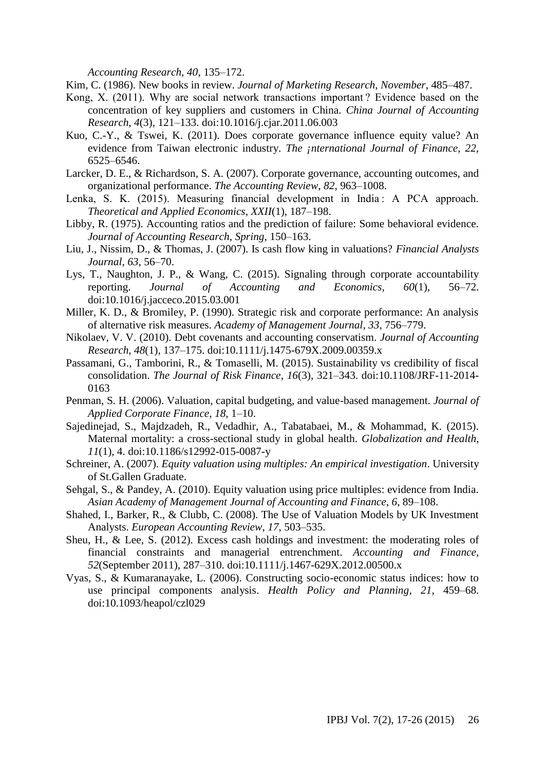*Accounting Research*, *40*, 135–172.

Kim, C. (1986). New books in review. *Journal of Marketing Research*, *November*, 485–487.

Kong, X. (2011). Why are social network transactions important ? Evidence based on the concentration of key suppliers and customers in China. *China Journal of Accounting Research*, *4*(3), 121–133. doi:10.1016/j.cjar.2011.06.003

Kuo, C.-Y., & Tswei, K. (2011). Does corporate governance influence equity value? An evidence from Taiwan electronic industry. *The ¡nternational Journal of Finance*, *22*, 6525–6546.

Larcker, D. E., & Richardson, S. A. (2007). Corporate governance, accounting outcomes, and organizational performance. *The Accounting Review*, *82*, 963–1008.

Lenka, S. K. (2015). Measuring financial development in India : A PCA approach. *Theoretical and Applied Economics*, *XXII*(1), 187–198.

Libby, R. (1975). Accounting ratios and the prediction of failure: Some behavioral evidence. *Journal of Accounting Research*, *Spring*, 150–163.

Liu, J., Nissim, D., & Thomas, J. (2007). Is cash flow king in valuations? *Financial Analysts Journal*, *63*, 56–70.

Lys, T., Naughton, J. P., & Wang, C. (2015). Signaling through corporate accountability reporting. *Journal of Accounting and Economics*, *60*(1), 56–72. doi:10.1016/j.jacceco.2015.03.001

Miller, K. D., & Bromiley, P. (1990). Strategic risk and corporate performance: An analysis of alternative risk measures. *Academy of Management Journal*, *33*, 756–779.

Nikolaev, V. V. (2010). Debt covenants and accounting conservatism. *Journal of Accounting Research*, *48*(1), 137–175. doi:10.1111/j.1475-679X.2009.00359.x

Passamani, G., Tamborini, R., & Tomaselli, M. (2015). Sustainability vs credibility of fiscal consolidation. *The Journal of Risk Finance*, *16*(3), 321–343. doi:10.1108/JRF-11-2014-0163

Penman, S. H. (2006). Valuation, capital budgeting, and value-based management. *Journal of Applied Corporate Finance*, *18*, 1–10.

Sajedinejad, S., Majdzadeh, R., Vedadhir, A., Tabatabaei, M., & Mohammad, K. (2015). Maternal mortality: a cross-sectional study in global health. *Globalization and Health*, *11*(1), 4. doi:10.1186/s12992-015-0087-y

Schreiner, A. (2007). *Equity valuation using multiples: An empirical investigation*. University of St.Gallen Graduate.

Sehgal, S., & Pandey, A. (2010). Equity valuation using price multiples: evidence from India. *Asian Academy of Management Journal of Accounting and Finance*, *6*, 89–108.

Shahed, I., Barker, R., & Clubb, C. (2008). The Use of Valuation Models by UK Investment Analysts. *European Accounting Review*, *17*, 503–535.

Sheu, H., & Lee, S. (2012). Excess cash holdings and investment: the moderating roles of financial constraints and managerial entrenchment. *Accounting and Finance*, *52*(September 2011), 287–310. doi:10.1111/j.1467-629X.2012.00500.x

Vyas, S., & Kumaranayake, L. (2006). Constructing socio-economic status indices: how to use principal components analysis. *Health Policy and Planning*, *21*, 459–68. doi:10.1093/heapol/czl029